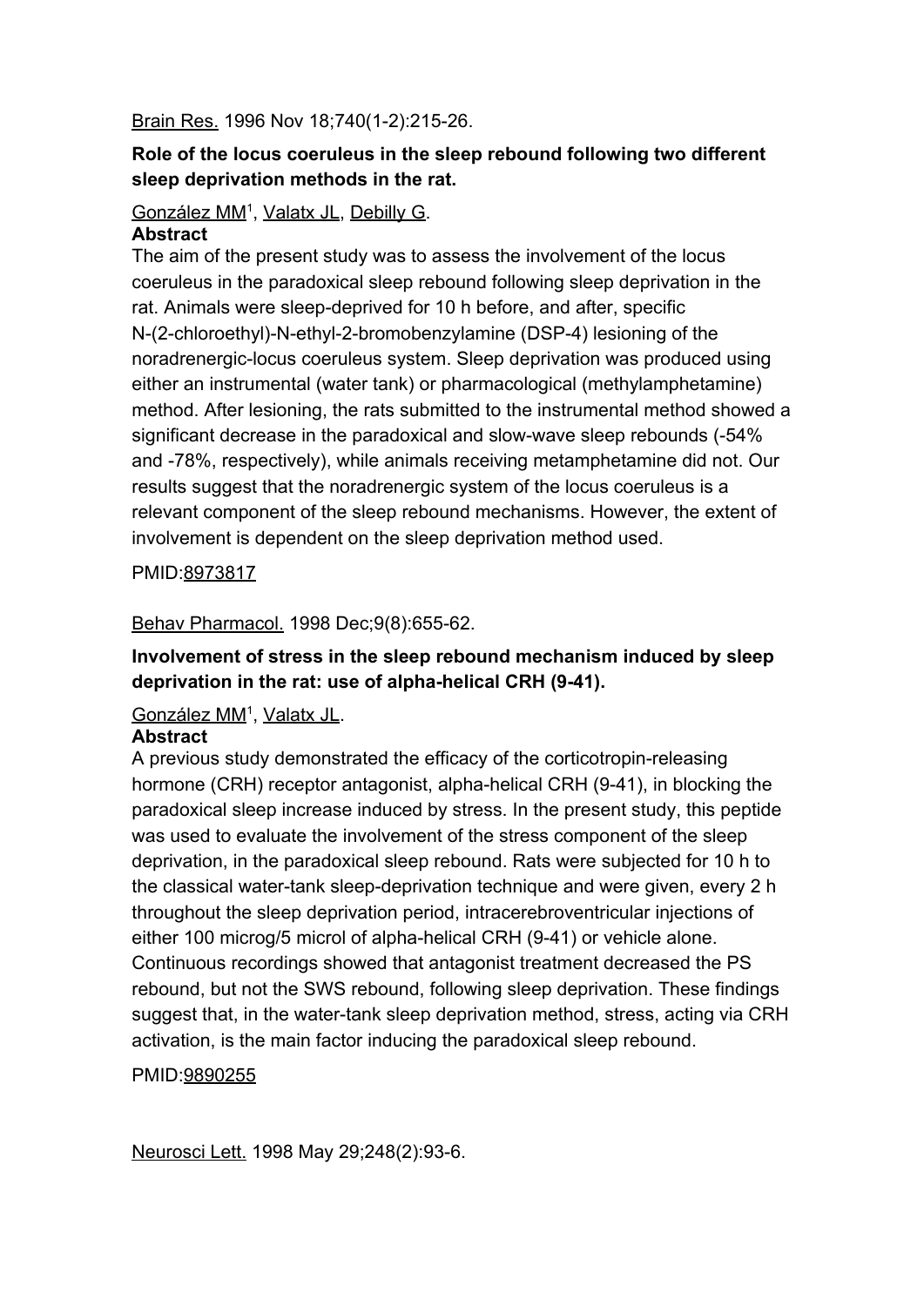Brain Res. 1996 Nov 18;740(1-2):215-26.

**Role of the locus coeruleus in the sleep rebound following two different sleep deprivation methods in the rat.**

González MM[1], Valatx JL, Debilly G.

**Abstract**

The aim of the present study was to assess the involvement of the locus coeruleus in the paradoxical sleep rebound following sleep deprivation in the rat. Animals were sleep-deprived for 10 h before, and after, specific N-(2-chloroethyl)-N-ethyl-2-bromobenzylamine (DSP-4) lesioning of the noradrenergic-locus coeruleus system. Sleep deprivation was produced using either an instrumental (water tank) or pharmacological (methylamphetamine) method. After lesioning, the rats submitted to the instrumental method showed a significant decrease in the paradoxical and slow-wave sleep rebounds (-54% and -78%, respectively), while animals receiving metamphetamine did not. Our results suggest that the noradrenergic system of the locus coeruleus is a relevant component of the sleep rebound mechanisms. However, the extent of involvement is dependent on the sleep deprivation method used.

PMID:8973817

Behav Pharmacol. 1998 Dec;9(8):655-62.

**Involvement of stress in the sleep rebound mechanism induced by sleep deprivation in the rat: use of alpha-helical CRH (9-41).**

González MM[1], Valatx JL.

**Abstract**

A previous study demonstrated the efficacy of the corticotropin-releasing hormone (CRH) receptor antagonist, alpha-helical CRH (9-41), in blocking the paradoxical sleep increase induced by stress. In the present study, this peptide was used to evaluate the involvement of the stress component of the sleep deprivation, in the paradoxical sleep rebound. Rats were subjected for 10 h to the classical water-tank sleep-deprivation technique and were given, every 2 h throughout the sleep deprivation period, intracerebroventricular injections of either 100 microg/5 microl of alpha-helical CRH (9-41) or vehicle alone. Continuous recordings showed that antagonist treatment decreased the PS rebound, but not the SWS rebound, following sleep deprivation. These findings suggest that, in the water-tank sleep deprivation method, stress, acting via CRH activation, is the main factor inducing the paradoxical sleep rebound.

PMID:9890255

Neurosci Lett. 1998 May 29;248(2):93-6.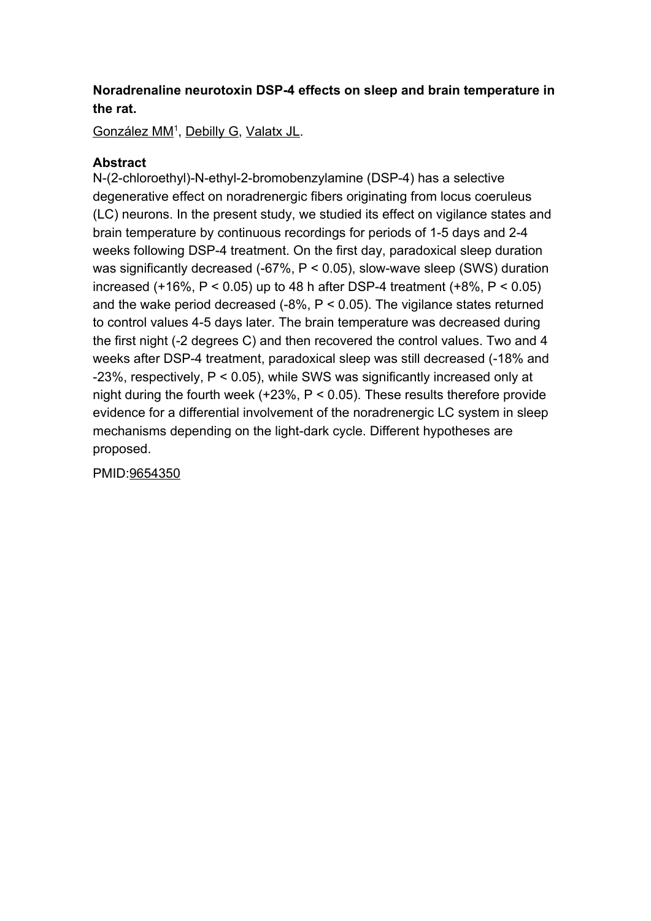**Noradrenaline neurotoxin DSP-4 effects on sleep and brain temperature in the rat.**

González MM[1], Debilly G, Valatx JL.

### Abstract

N-(2-chloroethyl)-N-ethyl-2-bromobenzylamine (DSP-4) has a selective degenerative effect on noradrenergic fibers originating from locus coeruleus (LC) neurons. In the present study, we studied its effect on vigilance states and brain temperature by continuous recordings for periods of 1-5 days and 2-4 weeks following DSP-4 treatment. On the first day, paradoxical sleep duration was significantly decreased (-67%, $P < 0.05$), slow-wave sleep (SWS) duration increased (+16%, $P < 0.05$) up to 48 h after DSP-4 treatment (+8%, $P < 0.05$) and the wake period decreased (-8%, $P < 0.05$). The vigilance states returned to control values 4-5 days later. The brain temperature was decreased during the first night (-2 degrees C) and then recovered the control values. Two and 4 weeks after DSP-4 treatment, paradoxical sleep was still decreased (-18% and -23%, respectively, $P < 0.05$), while SWS was significantly increased only at night during the fourth week (+23%, $P < 0.05$). These results therefore provide evidence for a differential involvement of the noradrenergic LC system in sleep mechanisms depending on the light-dark cycle. Different hypotheses are proposed.

PMID:9654350